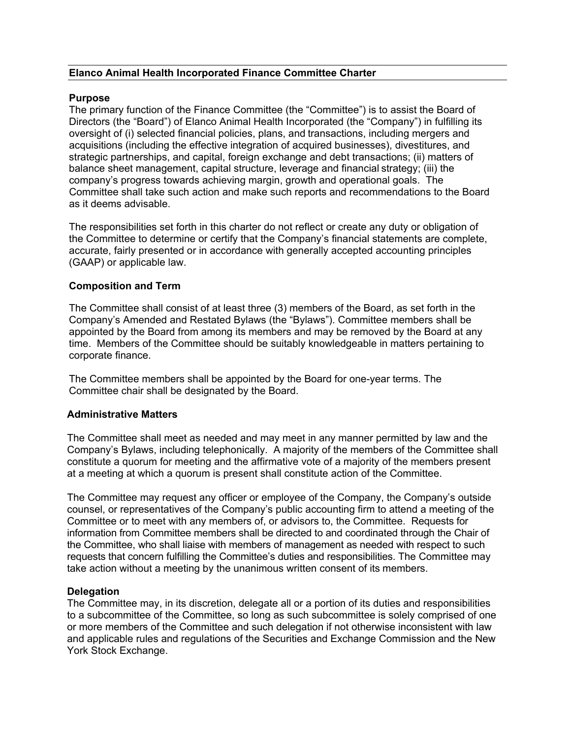# Elanco Animal Health Incorporated Finance Committee Charter

## Purpose

The primary function of the Finance Committee (the "Committee") is to assist the Board of Directors (the "Board") of Elanco Animal Health Incorporated (the "Company") in fulfilling its oversight of (i) selected financial policies, plans, and transactions, including mergers and acquisitions (including the effective integration of acquired businesses), divestitures, and strategic partnerships, and capital, foreign exchange and debt transactions; (ii) matters of balance sheet management, capital structure, leverage and financial strategy; (iii) the company's progress towards achieving margin, growth and operational goals. The Committee shall take such action and make such reports and recommendations to the Board as it deems advisable.

The responsibilities set forth in this charter do not reflect or create any duty or obligation of the Committee to determine or certify that the Company's financial statements are complete, accurate, fairly presented or in accordance with generally accepted accounting principles (GAAP) or applicable law.

## Composition and Term

The Committee shall consist of at least three (3) members of the Board, as set forth in the Company's Amended and Restated Bylaws (the "Bylaws"). Committee members shall be appointed by the Board from among its members and may be removed by the Board at any time. Members of the Committee should be suitably knowledgeable in matters pertaining to corporate finance.

The Committee members shall be appointed by the Board for one-year terms. The Committee chair shall be designated by the Board.

## Administrative Matters

The Committee shall meet as needed and may meet in any manner permitted by law and the Company's Bylaws, including telephonically. A majority of the members of the Committee shall constitute a quorum for meeting and the affirmative vote of a majority of the members present at a meeting at which a quorum is present shall constitute action of the Committee.

The Committee may request any officer or employee of the Company, the Company's outside counsel, or representatives of the Company's public accounting firm to attend a meeting of the Committee or to meet with any members of, or advisors to, the Committee. Requests for information from Committee members shall be directed to and coordinated through the Chair of the Committee, who shall liaise with members of management as needed with respect to such requests that concern fulfilling the Committee's duties and responsibilities. The Committee may take action without a meeting by the unanimous written consent of its members.

## Delegation

The Committee may, in its discretion, delegate all or a portion of its duties and responsibilities to a subcommittee of the Committee, so long as such subcommittee is solely comprised of one or more members of the Committee and such delegation if not otherwise inconsistent with law and applicable rules and regulations of the Securities and Exchange Commission and the New York Stock Exchange.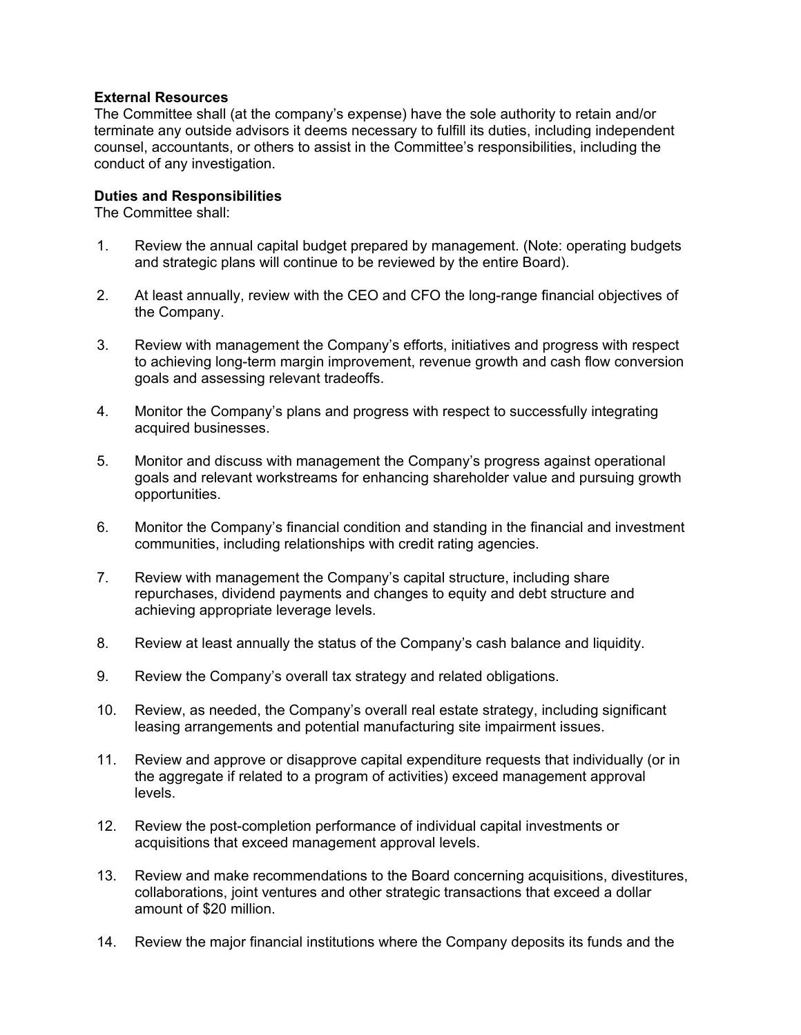**External Resources**
The Committee shall (at the company's expense) have the sole authority to retain and/or terminate any outside advisors it deems necessary to fulfill its duties, including independent counsel, accountants, or others to assist in the Committee's responsibilities, including the conduct of any investigation.

**Duties and Responsibilities**
The Committee shall:

1. Review the annual capital budget prepared by management. (Note: operating budgets and strategic plans will continue to be reviewed by the entire Board).

2. At least annually, review with the CEO and CFO the long-range financial objectives of the Company.

3. Review with management the Company's efforts, initiatives and progress with respect to achieving long-term margin improvement, revenue growth and cash flow conversion goals and assessing relevant tradeoffs.

4. Monitor the Company's plans and progress with respect to successfully integrating acquired businesses.

5. Monitor and discuss with management the Company's progress against operational goals and relevant workstreams for enhancing shareholder value and pursuing growth opportunities.

6. Monitor the Company's financial condition and standing in the financial and investment communities, including relationships with credit rating agencies.

7. Review with management the Company's capital structure, including share repurchases, dividend payments and changes to equity and debt structure and achieving appropriate leverage levels.

8. Review at least annually the status of the Company's cash balance and liquidity.

9. Review the Company's overall tax strategy and related obligations.

10. Review, as needed, the Company's overall real estate strategy, including significant leasing arrangements and potential manufacturing site impairment issues.

11. Review and approve or disapprove capital expenditure requests that individually (or in the aggregate if related to a program of activities) exceed management approval levels.

12. Review the post-completion performance of individual capital investments or acquisitions that exceed management approval levels.

13. Review and make recommendations to the Board concerning acquisitions, divestitures, collaborations, joint ventures and other strategic transactions that exceed a dollar amount of $20 million.

14. Review the major financial institutions where the Company deposits its funds and the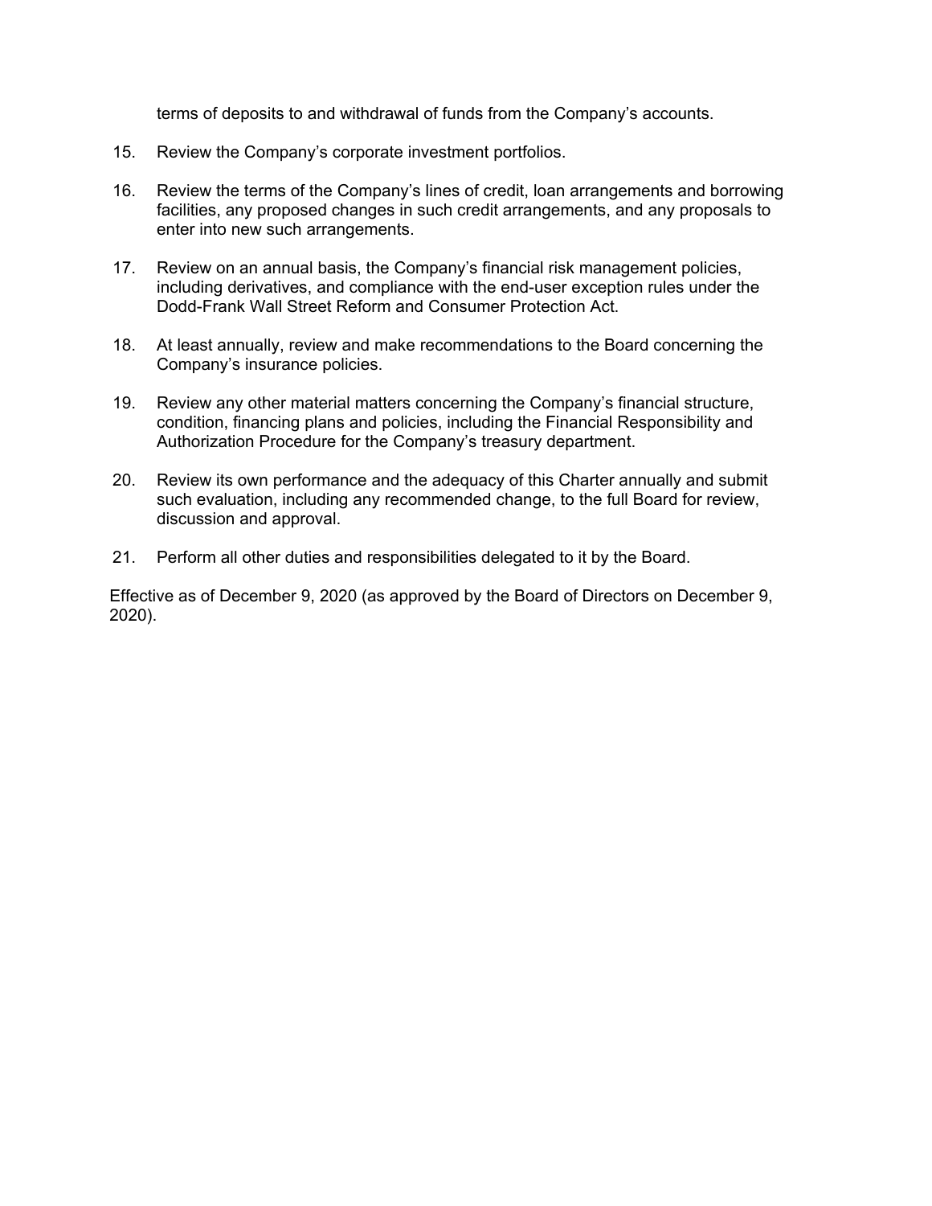terms of deposits to and withdrawal of funds from the Company's accounts.

15. Review the Company's corporate investment portfolios.

16. Review the terms of the Company's lines of credit, loan arrangements and borrowing facilities, any proposed changes in such credit arrangements, and any proposals to enter into new such arrangements.

17. Review on an annual basis, the Company's financial risk management policies, including derivatives, and compliance with the end-user exception rules under the Dodd-Frank Wall Street Reform and Consumer Protection Act.

18. At least annually, review and make recommendations to the Board concerning the Company's insurance policies.

19. Review any other material matters concerning the Company's financial structure, condition, financing plans and policies, including the Financial Responsibility and Authorization Procedure for the Company's treasury department.

20. Review its own performance and the adequacy of this Charter annually and submit such evaluation, including any recommended change, to the full Board for review, discussion and approval.

21. Perform all other duties and responsibilities delegated to it by the Board.

Effective as of December 9, 2020 (as approved by the Board of Directors on December 9, 2020).